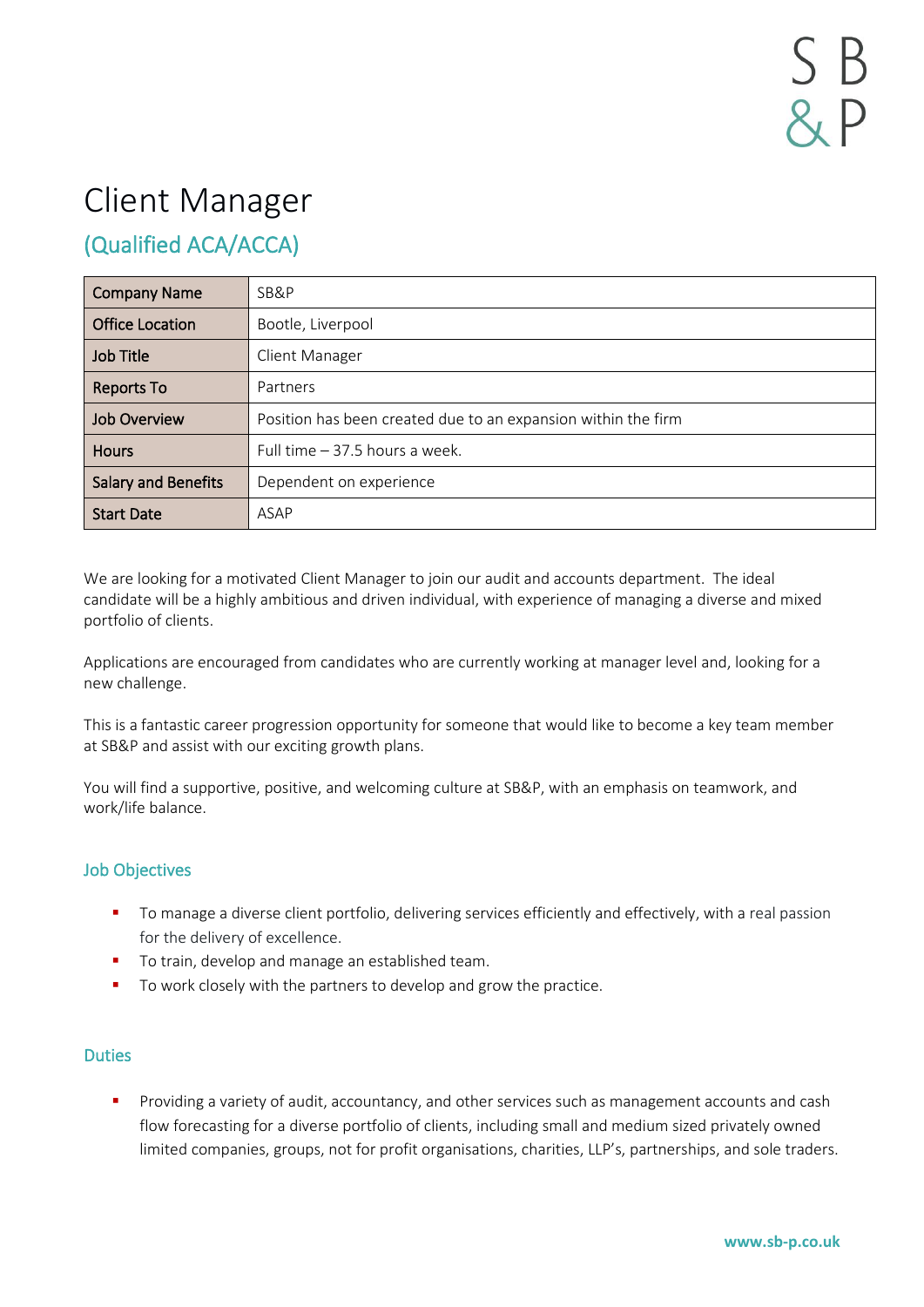S B
& P

# Client Manager

## (Qualified ACA/ACCA)

| Company Name | SB&P |
|---|---|
| Office Location | Bootle, Liverpool |
| Job Title | Client Manager |
| Reports To | Partners |
| Job Overview | Position has been created due to an expansion within the firm |
| Hours | Full time – 37.5 hours a week. |
| Salary and Benefits | Dependent on experience |
| Start Date | ASAP |

We are looking for a motivated Client Manager to join our audit and accounts department. The ideal candidate will be a highly ambitious and driven individual, with experience of managing a diverse and mixed portfolio of clients.

Applications are encouraged from candidates who are currently working at manager level and, looking for a new challenge.

This is a fantastic career progression opportunity for someone that would like to become a key team member at SB&P and assist with our exciting growth plans.

You will find a supportive, positive, and welcoming culture at SB&P, with an emphasis on teamwork, and work/life balance.

### Job Objectives

- To manage a diverse client portfolio, delivering services efficiently and effectively, with a real passion for the delivery of excellence.
- To train, develop and manage an established team.
- To work closely with the partners to develop and grow the practice.

### Duties

- Providing a variety of audit, accountancy, and other services such as management accounts and cash flow forecasting for a diverse portfolio of clients, including small and medium sized privately owned limited companies, groups, not for profit organisations, charities, LLP's, partnerships, and sole traders.

www.sb-p.co.uk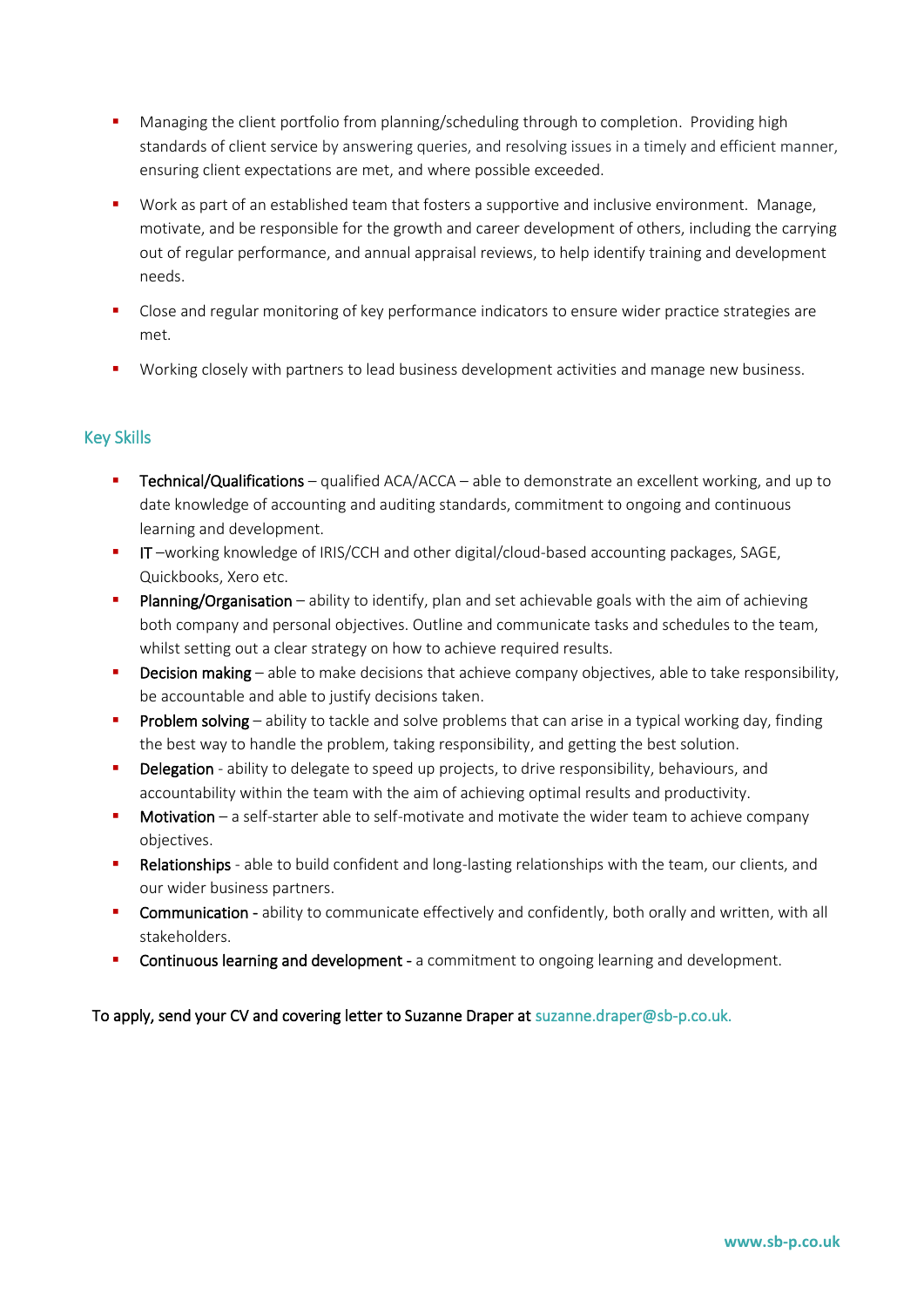- Managing the client portfolio from planning/scheduling through to completion. Providing high standards of client service by answering queries, and resolving issues in a timely and efficient manner, ensuring client expectations are met, and where possible exceeded.
- Work as part of an established team that fosters a supportive and inclusive environment. Manage, motivate, and be responsible for the growth and career development of others, including the carrying out of regular performance, and annual appraisal reviews, to help identify training and development needs.
- Close and regular monitoring of key performance indicators to ensure wider practice strategies are met.
- Working closely with partners to lead business development activities and manage new business.

## Key Skills

- Technical/Qualifications – qualified ACA/ACCA – able to demonstrate an excellent working, and up to date knowledge of accounting and auditing standards, commitment to ongoing and continuous learning and development.
- IT –working knowledge of IRIS/CCH and other digital/cloud-based accounting packages, SAGE, Quickbooks, Xero etc.
- Planning/Organisation – ability to identify, plan and set achievable goals with the aim of achieving both company and personal objectives. Outline and communicate tasks and schedules to the team, whilst setting out a clear strategy on how to achieve required results.
- Decision making – able to make decisions that achieve company objectives, able to take responsibility, be accountable and able to justify decisions taken.
- Problem solving – ability to tackle and solve problems that can arise in a typical working day, finding the best way to handle the problem, taking responsibility, and getting the best solution.
- Delegation - ability to delegate to speed up projects, to drive responsibility, behaviours, and accountability within the team with the aim of achieving optimal results and productivity.
- Motivation – a self-starter able to self-motivate and motivate the wider team to achieve company objectives.
- Relationships - able to build confident and long-lasting relationships with the team, our clients, and our wider business partners.
- Communication - ability to communicate effectively and confidently, both orally and written, with all stakeholders.
- Continuous learning and development - a commitment to ongoing learning and development.

To apply, send your CV and covering letter to Suzanne Draper at suzanne.draper@sb-p.co.uk.